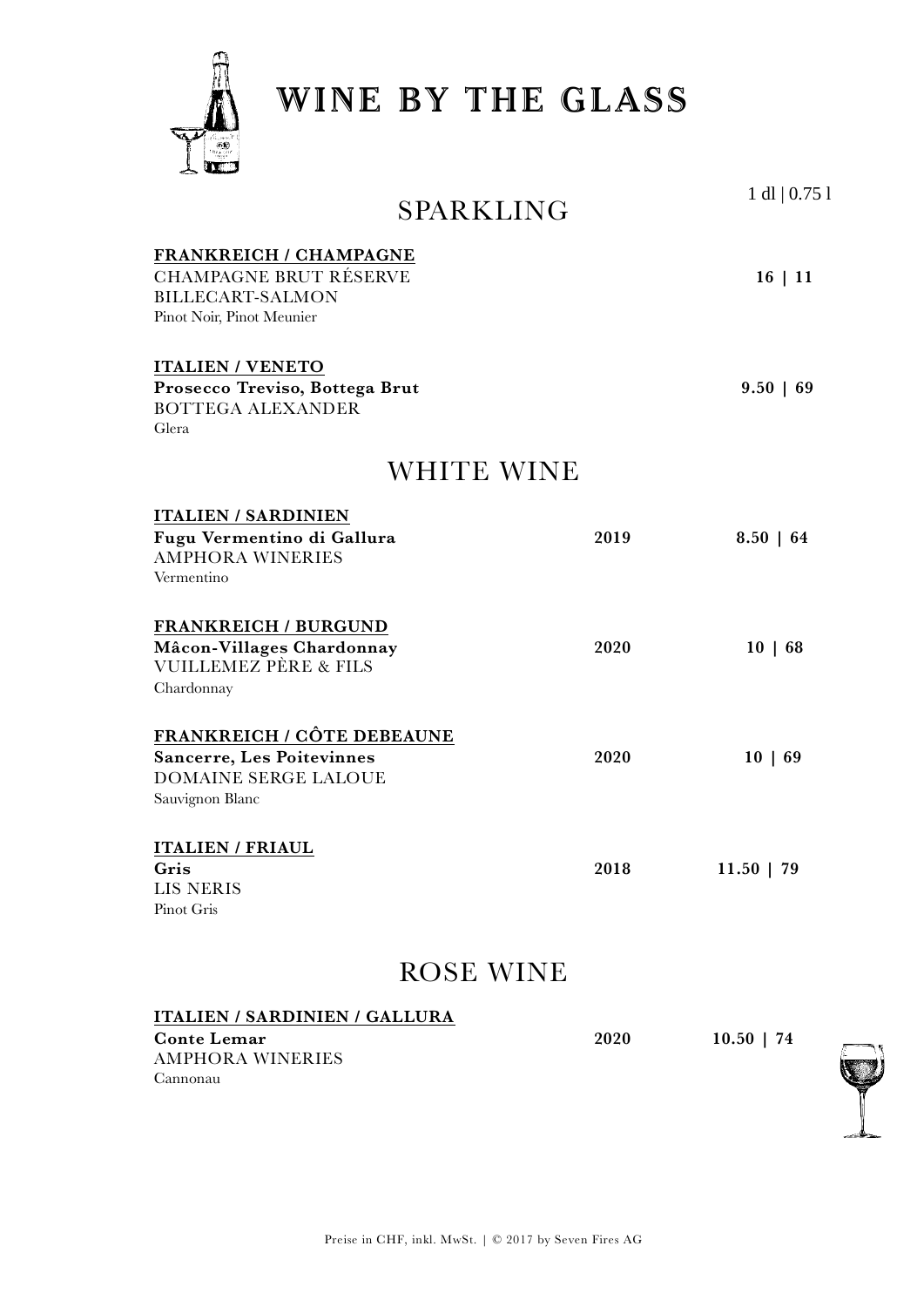# WINE BY THE GLASS

## SPARKLING

1 dl | 0.75 l

**FRANKREICH / CHAMPAGNE**
CHAMPAGNE BRUT RÉSERVE — **16 | 11**
BILLECART-SALMON
Pinot Noir, Pinot Meunier

**ITALIEN / VENETO**
**Prosecco Treviso, Bottega Brut** — **9.50 | 69**
BOTTEGA ALEXANDER
Glera

## WHITE WINE

**ITALIEN / SARDINIEN**
**Fugu Vermentino di Gallura** — **2019** — **8.50 | 64**
AMPHORA WINERIES
Vermentino

**FRANKREICH / BURGUND**
**Mâcon-Villages Chardonnay** — **2020** — **10 | 68**
VUILLEMEZ PÈRE & FILS
Chardonnay

**FRANKREICH / CÔTE DEBEAUNE**
**Sancerre, Les Poitevinnes** — **2020** — **10 | 69**
DOMAINE SERGE LALOUE
Sauvignon Blanc

**ITALIEN / FRIAUL**
**Gris** — **2018** — **11.50 | 79**
LIS NERIS
Pinot Gris

## ROSE WINE

**ITALIEN / SARDINIEN / GALLURA**
**Conte Lemar** — **2020** — **10.50 | 74**
AMPHORA WINERIES
Cannonau

Preise in CHF, inkl. MwSt. | © 2017 by Seven Fires AG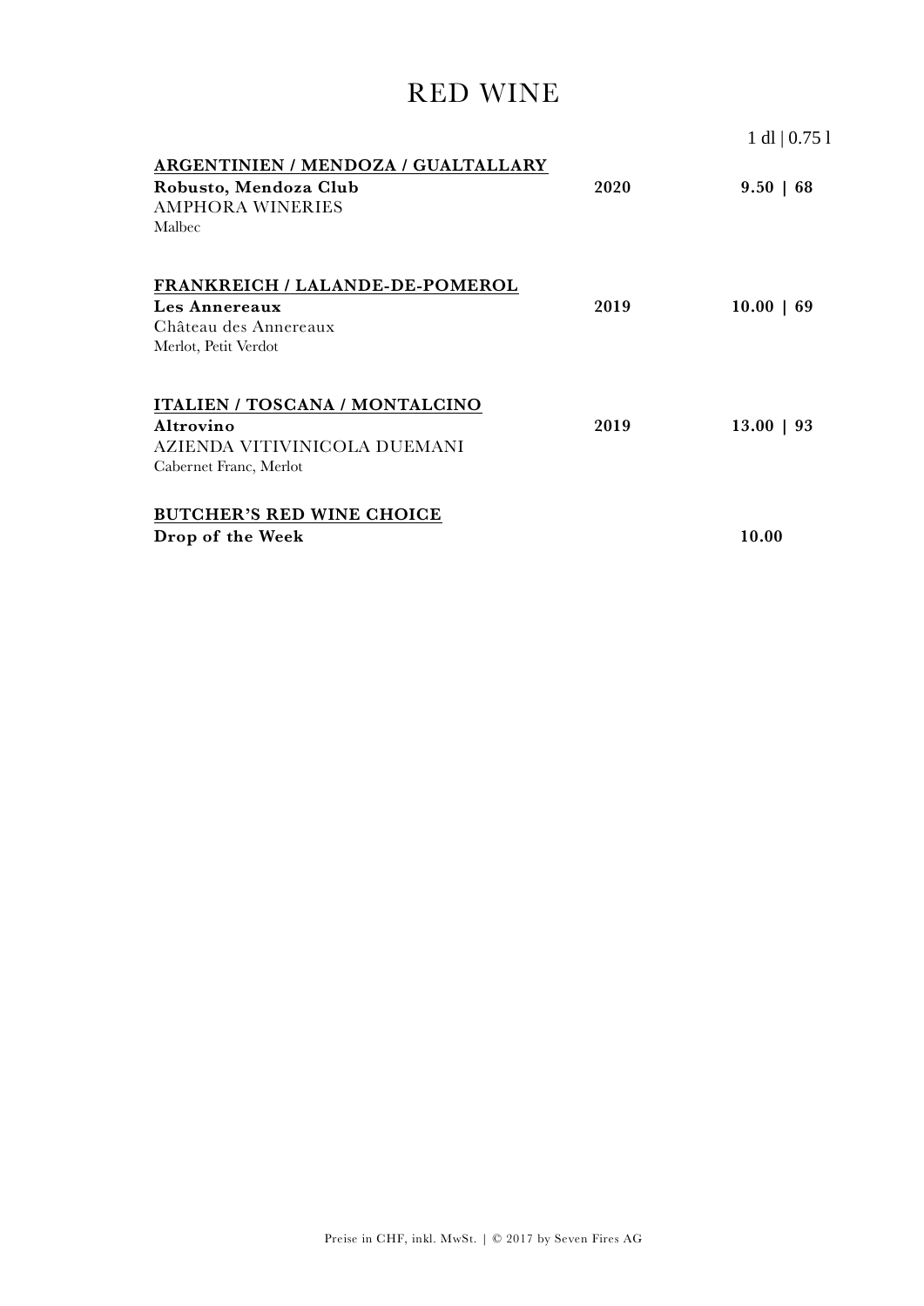# RED WINE

1 dl | 0.75 l

**ARGENTINIEN / MENDOZA / GUALTALLARY**

**Robusto, Mendoza Club** — **2020** — **9.50 | 68**
AMPHORA WINERIES
Malbec

**FRANKREICH / LALANDE-DE-POMEROL**

**Les Annereaux** — **2019** — **10.00 | 69**
Château des Annereaux
Merlot, Petit Verdot

**ITALIEN / TOSCANA / MONTALCINO**

**Altrovino** — **2019** — **13.00 | 93**
AZIENDA VITIVINICOLA DUEMANI
Cabernet Franc, Merlot

**BUTCHER'S RED WINE CHOICE**

**Drop of the Week** — **10.00**

Preise in CHF, inkl. MwSt. | © 2017 by Seven Fires AG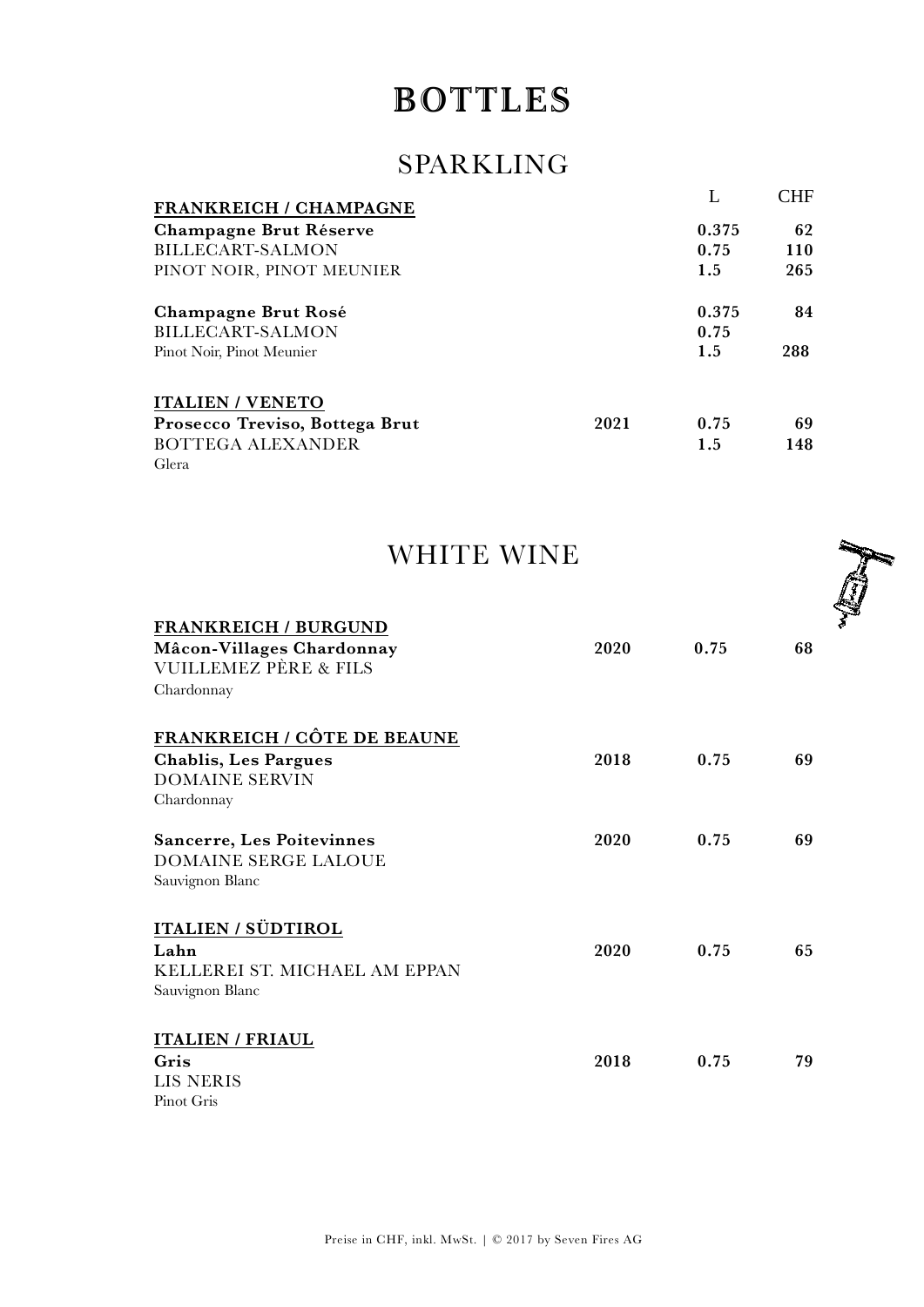# BOTTLES

## SPARKLING

| | | L | CHF |
|---|---|---|---|
| **FRANKREICH / CHAMPAGNE** | | | |
| **Champagne Brut Réserve** | | **0.375** | **62** |
| BILLECART-SALMON | | **0.75** | **110** |
| PINOT NOIR, PINOT MEUNIER | | **1.5** | **265** |
| | | | |
| **Champagne Brut Rosé** | | **0.375** | **84** |
| BILLECART-SALMON | | **0.75** | |
| Pinot Noir, Pinot Meunier | | **1.5** | **288** |
| | | | |
| **ITALIEN / VENETO** | | | |
| **Prosecco Treviso, Bottega Brut** | **2021** | **0.75** | **69** |
| BOTTEGA ALEXANDER | | **1.5** | **148** |
| Glera | | | |

## WHITE WINE

| | | | |
|---|---|---|---|
| **FRANKREICH / BURGUND** | | | |
| **Mâcon-Villages Chardonnay** | **2020** | **0.75** | **68** |
| VUILLEMEZ PÈRE & FILS | | | |
| Chardonnay | | | |
| | | | |
| **FRANKREICH / CÔTE DE BEAUNE** | | | |
| **Chablis, Les Pargues** | **2018** | **0.75** | **69** |
| DOMAINE SERVIN | | | |
| Chardonnay | | | |
| | | | |
| **Sancerre, Les Poitevinnes** | **2020** | **0.75** | **69** |
| DOMAINE SERGE LALOUE | | | |
| Sauvignon Blanc | | | |
| | | | |
| **ITALIEN / SÜDTIROL** | | | |
| **Lahn** | **2020** | **0.75** | **65** |
| KELLEREI ST. MICHAEL AM EPPAN | | | |
| Sauvignon Blanc | | | |
| | | | |
| **ITALIEN / FRIAUL** | | | |
| **Gris** | **2018** | **0.75** | **79** |
| LIS NERIS | | | |
| Pinot Gris | | | |

Preise in CHF, inkl. MwSt. | © 2017 by Seven Fires AG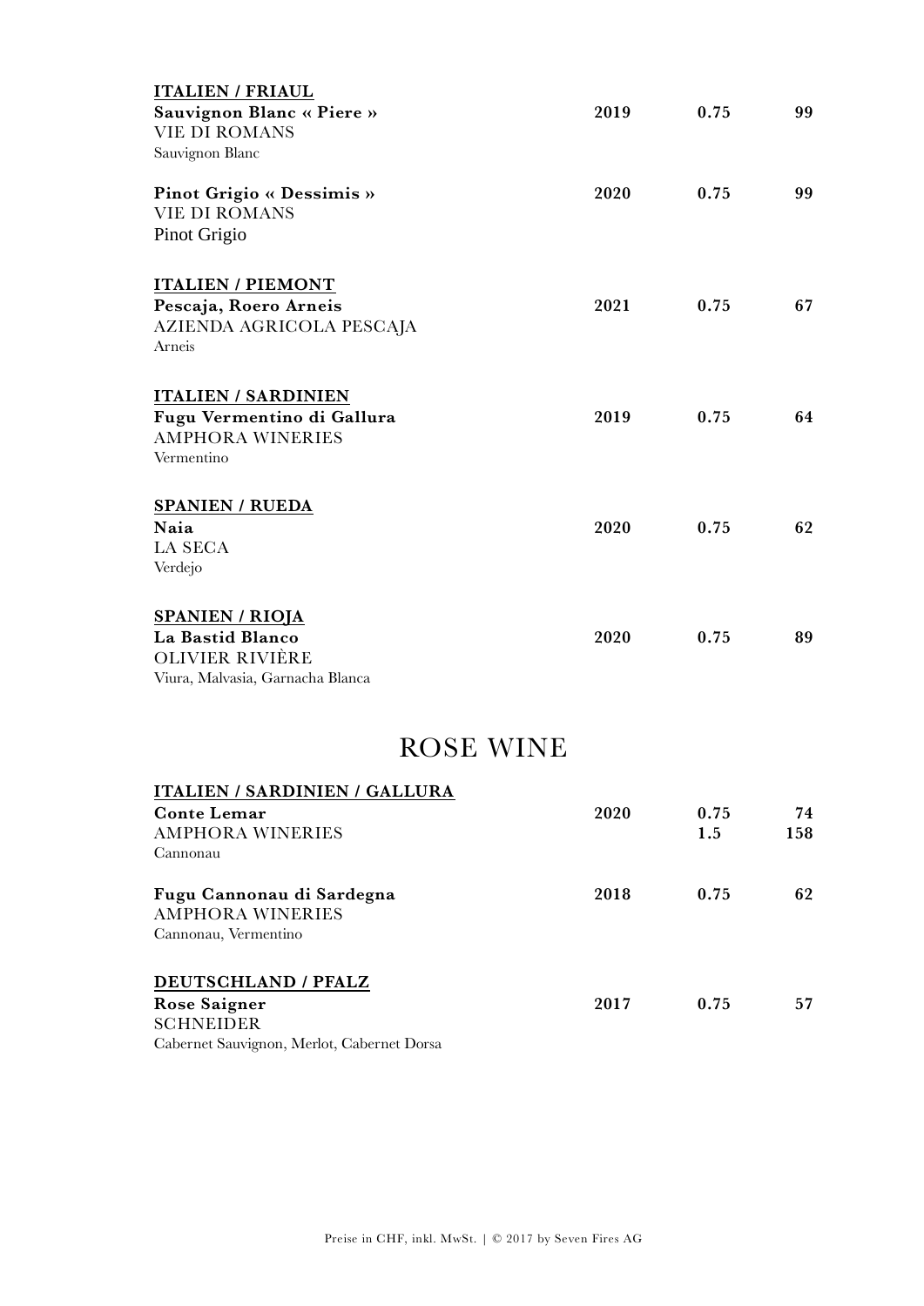**ITALIEN / FRIAUL**

| | | | |
|---|---|---|---|
| **Sauvignon Blanc « Piere »**<br>VIE DI ROMANS<br>Sauvignon Blanc | **2019** | **0.75** | **99** |
| **Pinot Grigio « Dessimis »**<br>VIE DI ROMANS<br>Pinot Grigio | **2020** | **0.75** | **99** |

**ITALIEN / PIEMONT**

| | | | |
|---|---|---|---|
| **Pescaja, Roero Arneis**<br>AZIENDA AGRICOLA PESCAJA<br>Arneis | **2021** | **0.75** | **67** |

**ITALIEN / SARDINIEN**

| | | | |
|---|---|---|---|
| **Fugu Vermentino di Gallura**<br>AMPHORA WINERIES<br>Vermentino | **2019** | **0.75** | **64** |

**SPANIEN / RUEDA**

| | | | |
|---|---|---|---|
| **Naia**<br>LA SECA<br>Verdejo | **2020** | **0.75** | **62** |

**SPANIEN / RIOJA**

| | | | |
|---|---|---|---|
| **La Bastid Blanco**<br>OLIVIER RIVIÈRE<br>Viura, Malvasia, Garnacha Blanca | **2020** | **0.75** | **89** |

# ROSE WINE

**ITALIEN / SARDINIEN / GALLURA**

| | | | |
|---|---|---|---|
| **Conte Lemar**<br>AMPHORA WINERIES<br>Cannonau | **2020** | **0.75**<br>**1.5** | **74**<br>**158** |
| **Fugu Cannonau di Sardegna**<br>AMPHORA WINERIES<br>Cannonau, Vermentino | **2018** | **0.75** | **62** |

**DEUTSCHLAND / PFALZ**

| | | | |
|---|---|---|---|
| **Rose Saigner**<br>SCHNEIDER<br>Cabernet Sauvignon, Merlot, Cabernet Dorsa | **2017** | **0.75** | **57** |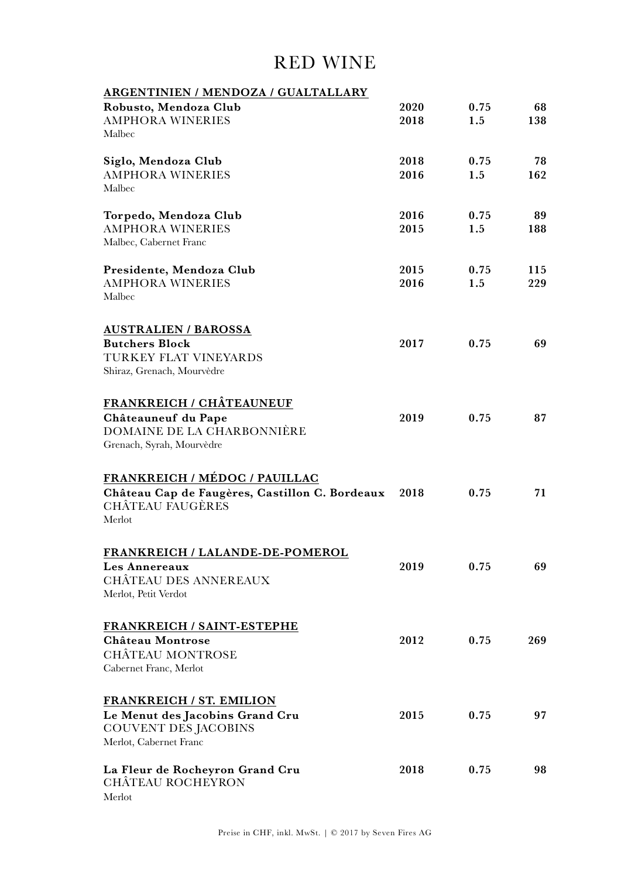# RED WINE

## ARGENTINIEN / MENDOZA / GUALTALLARY

| | | | |
|---|---|---|---|
| **Robusto, Mendoza Club** | **2020** | **0.75** | **68** |
| AMPHORA WINERIES | **2018** | **1.5** | **138** |
| Malbec | | | |
| **Siglo, Mendoza Club** | **2018** | **0.75** | **78** |
| AMPHORA WINERIES | **2016** | **1.5** | **162** |
| Malbec | | | |
| **Torpedo, Mendoza Club** | **2016** | **0.75** | **89** |
| AMPHORA WINERIES | **2015** | **1.5** | **188** |
| Malbec, Cabernet Franc | | | |
| **Presidente, Mendoza Club** | **2015** | **0.75** | **115** |
| AMPHORA WINERIES | **2016** | **1.5** | **229** |
| Malbec | | | |

## AUSTRALIEN / BAROSSA

| | | | |
|---|---|---|---|
| **Butchers Block** | **2017** | **0.75** | **69** |
| TURKEY FLAT VINEYARDS | | | |
| Shiraz, Grenach, Mourvèdre | | | |

## FRANKREICH / CHÂTEAUNEUF

| | | | |
|---|---|---|---|
| **Châteauneuf du Pape** | **2019** | **0.75** | **87** |
| DOMAINE DE LA CHARBONNIÈRE | | | |
| Grenach, Syrah, Mourvèdre | | | |

## FRANKREICH / MÉDOC / PAUILLAC

| | | | |
|---|---|---|---|
| **Château Cap de Faugères, Castillon C. Bordeaux** | **2018** | **0.75** | **71** |
| CHÂTEAU FAUGÈRES | | | |
| Merlot | | | |

## FRANKREICH / LALANDE-DE-POMEROL

| | | | |
|---|---|---|---|
| **Les Annereaux** | **2019** | **0.75** | **69** |
| CHÂTEAU DES ANNEREAUX | | | |
| Merlot, Petit Verdot | | | |

## FRANKREICH / SAINT-ESTEPHE

| | | | |
|---|---|---|---|
| **Château Montrose** | **2012** | **0.75** | **269** |
| CHÂTEAU MONTROSE | | | |
| Cabernet Franc, Merlot | | | |

## FRANKREICH / ST. EMILION

| | | | |
|---|---|---|---|
| **Le Menut des Jacobins Grand Cru** | **2015** | **0.75** | **97** |
| COUVENT DES JACOBINS | | | |
| Merlot, Cabernet Franc | | | |
| **La Fleur de Rocheyron Grand Cru** | **2018** | **0.75** | **98** |
| CHÂTEAU ROCHEYRON | | | |
| Merlot | | | |

Preise in CHF, inkl. MwSt. | © 2017 by Seven Fires AG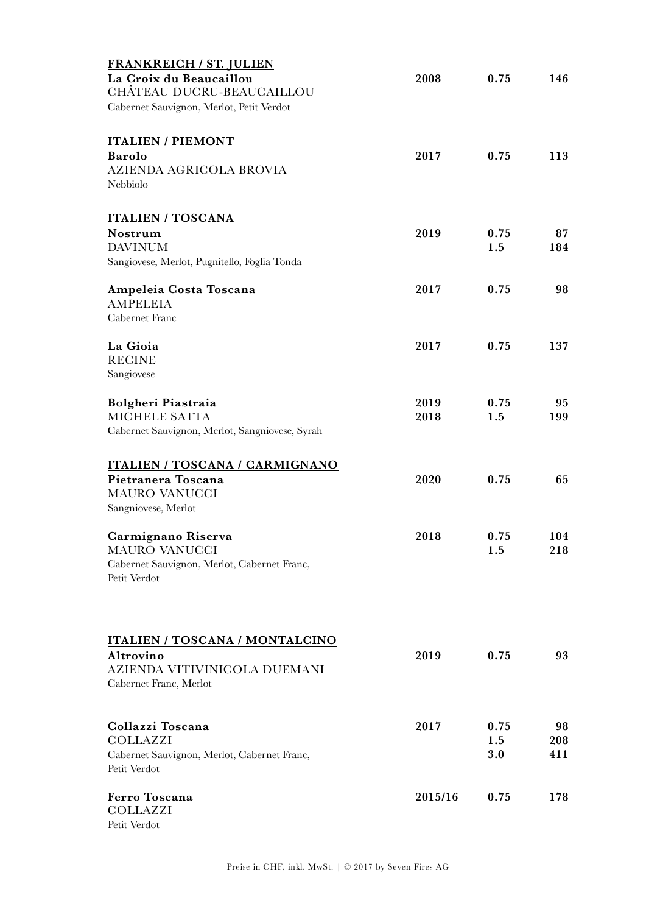**FRANKREICH / ST. JULIEN**

| | | | |
|---|---|---|---|
| **La Croix du Beaucaillou** | **2008** | **0.75** | **146** |
| CHÂTEAU DUCRU-BEAUCAILLOU | | | |
| Cabernet Sauvignon, Merlot, Petit Verdot | | | |

**ITALIEN / PIEMONT**

| | | | |
|---|---|---|---|
| **Barolo** | **2017** | **0.75** | **113** |
| AZIENDA AGRICOLA BROVIA | | | |
| Nebbiolo | | | |

**ITALIEN / TOSCANA**

| | | | |
|---|---|---|---|
| **Nostrum** | **2019** | **0.75** | **87** |
| DAVINUM | | **1.5** | **184** |
| Sangiovese, Merlot, Pugnitello, Foglia Tonda | | | |
| | | | |
| **Ampeleia Costa Toscana** | **2017** | **0.75** | **98** |
| AMPELEIA | | | |
| Cabernet Franc | | | |
| | | | |
| **La Gioia** | **2017** | **0.75** | **137** |
| RECINE | | | |
| Sangiovese | | | |
| | | | |
| **Bolgheri Piastraia** | **2019** | **0.75** | **95** |
| MICHELE SATTA | **2018** | **1.5** | **199** |
| Cabernet Sauvignon, Merlot, Sangniovese, Syrah | | | |

**ITALIEN / TOSCANA / CARMIGNANO**

| | | | |
|---|---|---|---|
| **Pietranera Toscana** | **2020** | **0.75** | **65** |
| MAURO VANUCCI | | | |
| Sangniovese, Merlot | | | |
| | | | |
| **Carmignano Riserva** | **2018** | **0.75** | **104** |
| MAURO VANUCCI | | **1.5** | **218** |
| Cabernet Sauvignon, Merlot, Cabernet Franc, Petit Verdot | | | |

**ITALIEN / TOSCANA / MONTALCINO**

| | | | |
|---|---|---|---|
| **Altrovino** | **2019** | **0.75** | **93** |
| AZIENDA VITIVINICOLA DUEMANI | | | |
| Cabernet Franc, Merlot | | | |
| | | | |
| **Collazzi Toscana** | **2017** | **0.75** | **98** |
| COLLAZZI | | **1.5** | **208** |
| Cabernet Sauvignon, Merlot, Cabernet Franc, Petit Verdot | | **3.0** | **411** |
| | | | |
| **Ferro Toscana** | **2015/16** | **0.75** | **178** |
| COLLAZZI | | | |
| Petit Verdot | | | |

Preise in CHF, inkl. MwSt. | © 2017 by Seven Fires AG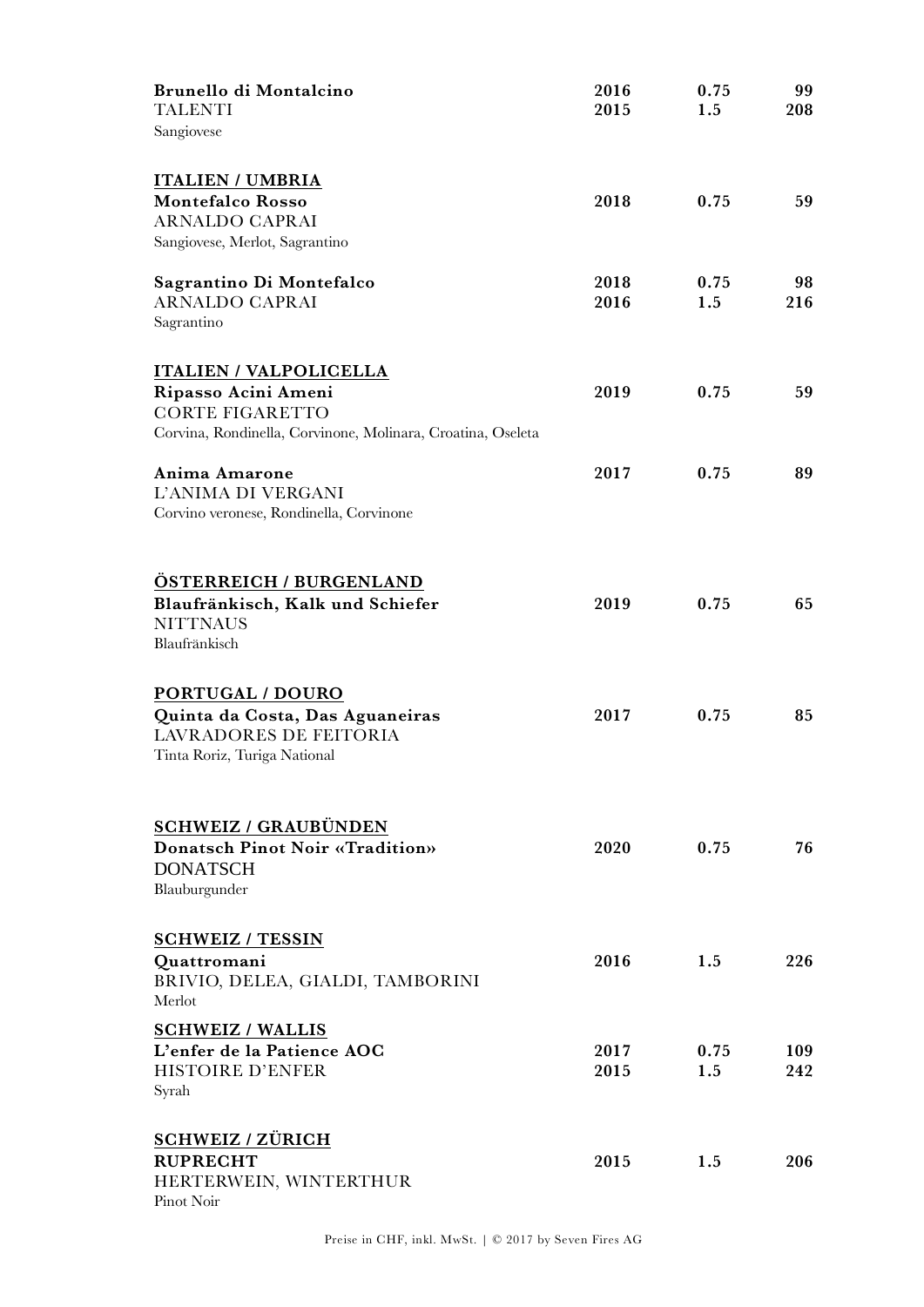**Brunello di Montalcino**
TALENTI
Sangiovese

| | Jahrgang | Liter | CHF |
|---|---|---|---|
| | 2016 | 0.75 | 99 |
| | 2015 | 1.5 | 208 |

## ITALIEN / UMBRIA

**Montefalco Rosso**
ARNALDO CAPRAI
Sangiovese, Merlot, Sagrantino

| | Jahrgang | Liter | CHF |
|---|---|---|---|
| | 2018 | 0.75 | 59 |

**Sagrantino Di Montefalco**
ARNALDO CAPRAI
Sagrantino

| | Jahrgang | Liter | CHF |
|---|---|---|---|
| | 2018 | 0.75 | 98 |
| | 2016 | 1.5 | 216 |

## ITALIEN / VALPOLICELLA

**Ripasso Acini Ameni**
CORTE FIGARETTO
Corvina, Rondinella, Corvinone, Molinara, Croatina, Oseleta

| | Jahrgang | Liter | CHF |
|---|---|---|---|
| | 2019 | 0.75 | 59 |

**Anima Amarone**
L'ANIMA DI VERGANI
Corvino veronese, Rondinella, Corvinone

| | Jahrgang | Liter | CHF |
|---|---|---|---|
| | 2017 | 0.75 | 89 |

## ÖSTERREICH / BURGENLAND

**Blaufränkisch, Kalk und Schiefer**
NITTNAUS
Blaufränkisch

| | Jahrgang | Liter | CHF |
|---|---|---|---|
| | 2019 | 0.75 | 65 |

## PORTUGAL / DOURO

**Quinta da Costa, Das Aguaneiras**
LAVRADORES DE FEITORIA
Tinta Roriz, Turiga National

| | Jahrgang | Liter | CHF |
|---|---|---|---|
| | 2017 | 0.75 | 85 |

## SCHWEIZ / GRAUBÜNDEN

**Donatsch Pinot Noir «Tradition»**
DONATSCH
Blauburgunder

| | Jahrgang | Liter | CHF |
|---|---|---|---|
| | 2020 | 0.75 | 76 |

## SCHWEIZ / TESSIN

**Quattromani**
BRIVIO, DELEA, GIALDI, TAMBORINI
Merlot

| | Jahrgang | Liter | CHF |
|---|---|---|---|
| | 2016 | 1.5 | 226 |

## SCHWEIZ / WALLIS

**L'enfer de la Patience AOC**
HISTOIRE D'ENFER
Syrah

| | Jahrgang | Liter | CHF |
|---|---|---|---|
| | 2017 | 0.75 | 109 |
| | 2015 | 1.5 | 242 |

## SCHWEIZ / ZÜRICH

**RUPRECHT**
HERTERWEIN, WINTERTHUR
Pinot Noir

| | Jahrgang | Liter | CHF |
|---|---|---|---|
| | 2015 | 1.5 | 206 |

Preise in CHF, inkl. MwSt. | © 2017 by Seven Fires AG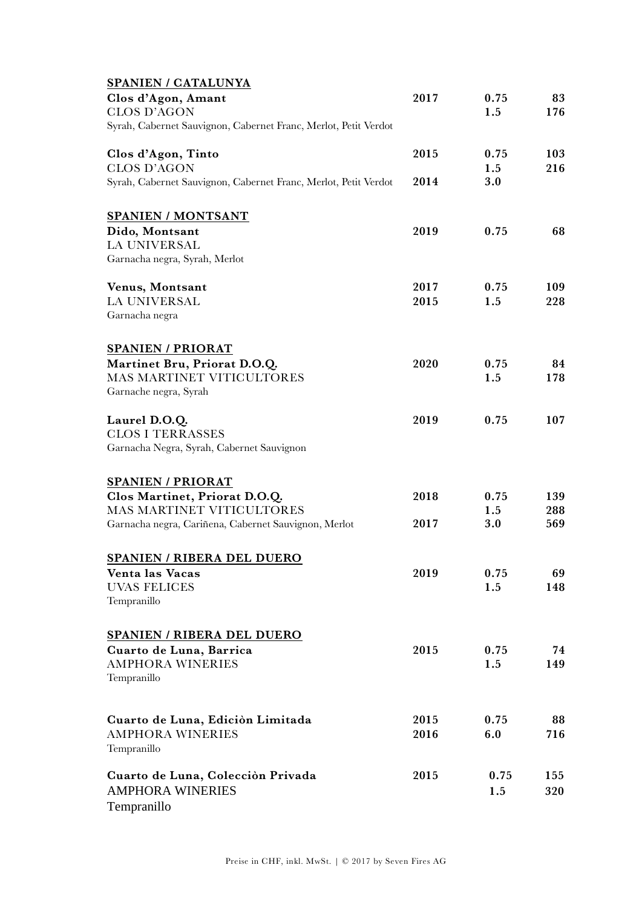## SPANIEN / CATALUNYA

| | | | |
|---|---|---|---|
| **Clos d'Agon, Amant** | **2017** | **0.75** | **83** |
| CLOS D'AGON | | **1.5** | **176** |
| Syrah, Cabernet Sauvignon, Cabernet Franc, Merlot, Petit Verdot | | | |
| | | | |
| **Clos d'Agon, Tinto** | **2015** | **0.75** | **103** |
| CLOS D'AGON | | **1.5** | **216** |
| Syrah, Cabernet Sauvignon, Cabernet Franc, Merlot, Petit Verdot | **2014** | **3.0** | |

## SPANIEN / MONTSANT

| | | | |
|---|---|---|---|
| **Dido, Montsant** | **2019** | **0.75** | **68** |
| LA UNIVERSAL | | | |
| Garnacha negra, Syrah, Merlot | | | |
| | | | |
| **Venus, Montsant** | **2017** | **0.75** | **109** |
| LA UNIVERSAL | **2015** | **1.5** | **228** |
| Garnacha negra | | | |

## SPANIEN / PRIORAT

| | | | |
|---|---|---|---|
| **Martinet Bru, Priorat D.O.Q.** | **2020** | **0.75** | **84** |
| MAS MARTINET VITICULTORES | | **1.5** | **178** |
| Garnache negra, Syrah | | | |
| | | | |
| **Laurel D.O.Q.** | **2019** | **0.75** | **107** |
| CLOS I TERRASSES | | | |
| Garnacha Negra, Syrah, Cabernet Sauvignon | | | |

## SPANIEN / PRIORAT

| | | | |
|---|---|---|---|
| **Clos Martinet, Priorat D.O.Q.** | **2018** | **0.75** | **139** |
| MAS MARTINET VITICULTORES | | **1.5** | **288** |
| Garnacha negra, Cariñena, Cabernet Sauvignon, Merlot | **2017** | **3.0** | **569** |

## SPANIEN / RIBERA DEL DUERO

| | | | |
|---|---|---|---|
| **Venta las Vacas** | **2019** | **0.75** | **69** |
| UVAS FELICES | | **1.5** | **148** |
| Tempranillo | | | |

## SPANIEN / RIBERA DEL DUERO

| | | | |
|---|---|---|---|
| **Cuarto de Luna, Barrica** | **2015** | **0.75** | **74** |
| AMPHORA WINERIES | | **1.5** | **149** |
| Tempranillo | | | |
| | | | |
| **Cuarto de Luna, Ediciòn Limitada** | **2015** | **0.75** | **88** |
| AMPHORA WINERIES | **2016** | **6.0** | **716** |
| Tempranillo | | | |
| | | | |
| **Cuarto de Luna, Colecciòn Privada** | **2015** | **0.75** | **155** |
| AMPHORA WINERIES | | **1.5** | **320** |
| Tempranillo | | | |

Preise in CHF, inkl. MwSt. | © 2017 by Seven Fires AG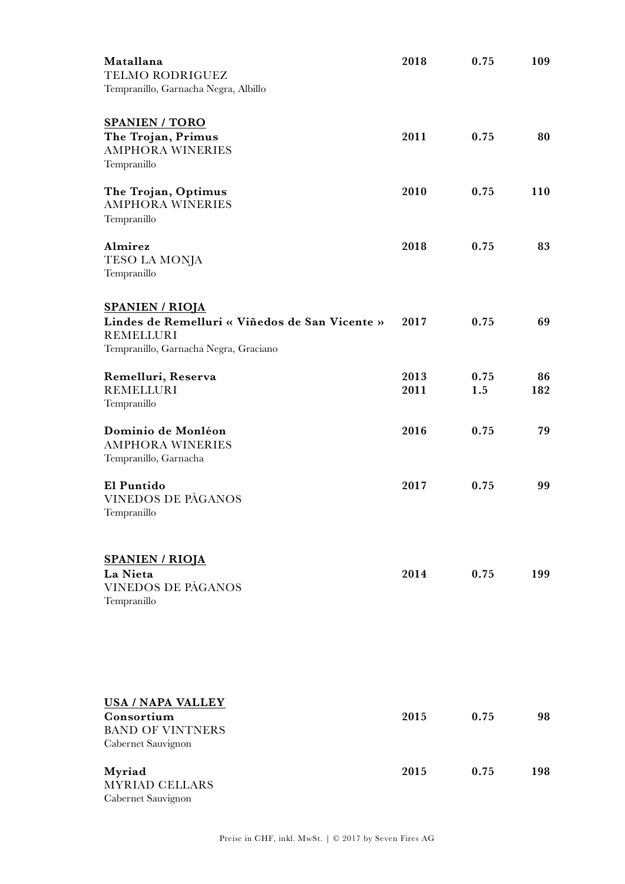| | | | |
|---|---|---|---|
| **Matallana**<br>TELMO RODRIGUEZ<br>Tempranillo, Garnacha Negra, Albillo | **2018** | **0.75** | **109** |

**SPANIEN / TORO**

| | | | |
|---|---|---|---|
| **The Trojan, Primus**<br>AMPHORA WINERIES<br>Tempranillo | **2011** | **0.75** | **80** |
| **The Trojan, Optimus**<br>AMPHORA WINERIES<br>Tempranillo | **2010** | **0.75** | **110** |
| **Almirez**<br>TESO LA MONJA<br>Tempranillo | **2018** | **0.75** | **83** |

**SPANIEN / RIOJA**

| | | | |
|---|---|---|---|
| **Lindes de Remelluri « Viñedos de San Vicente »**<br>REMELLURI<br>Tempranillo, Garnacha Negra, Graciano | **2017** | **0.75** | **69** |
| **Remelluri, Reserva**<br>REMELLURI<br>Tempranillo | **2013**<br>**2011** | **0.75**<br>**1.5** | **86**<br>**182** |
| **Dominio de Monléon**<br>AMPHORA WINERIES<br>Tempranillo, Garnacha | **2016** | **0.75** | **79** |
| **El Puntido**<br>VINEDOS DE PÀGANOS<br>Tempranillo | **2017** | **0.75** | **99** |

**SPANIEN / RIOJA**

| | | | |
|---|---|---|---|
| **La Nieta**<br>VINEDOS DE PÀGANOS<br>Tempranillo | **2014** | **0.75** | **199** |

**USA / NAPA VALLEY**

| | | | |
|---|---|---|---|
| **Consortium**<br>BAND OF VINTNERS<br>Cabernet Sauvignon | **2015** | **0.75** | **98** |
| **Myriad**<br>MYRIAD CELLARS<br>Cabernet Sauvignon | **2015** | **0.75** | **198** |

Preise in CHF, inkl. MwSt. | © 2017 by Seven Fires AG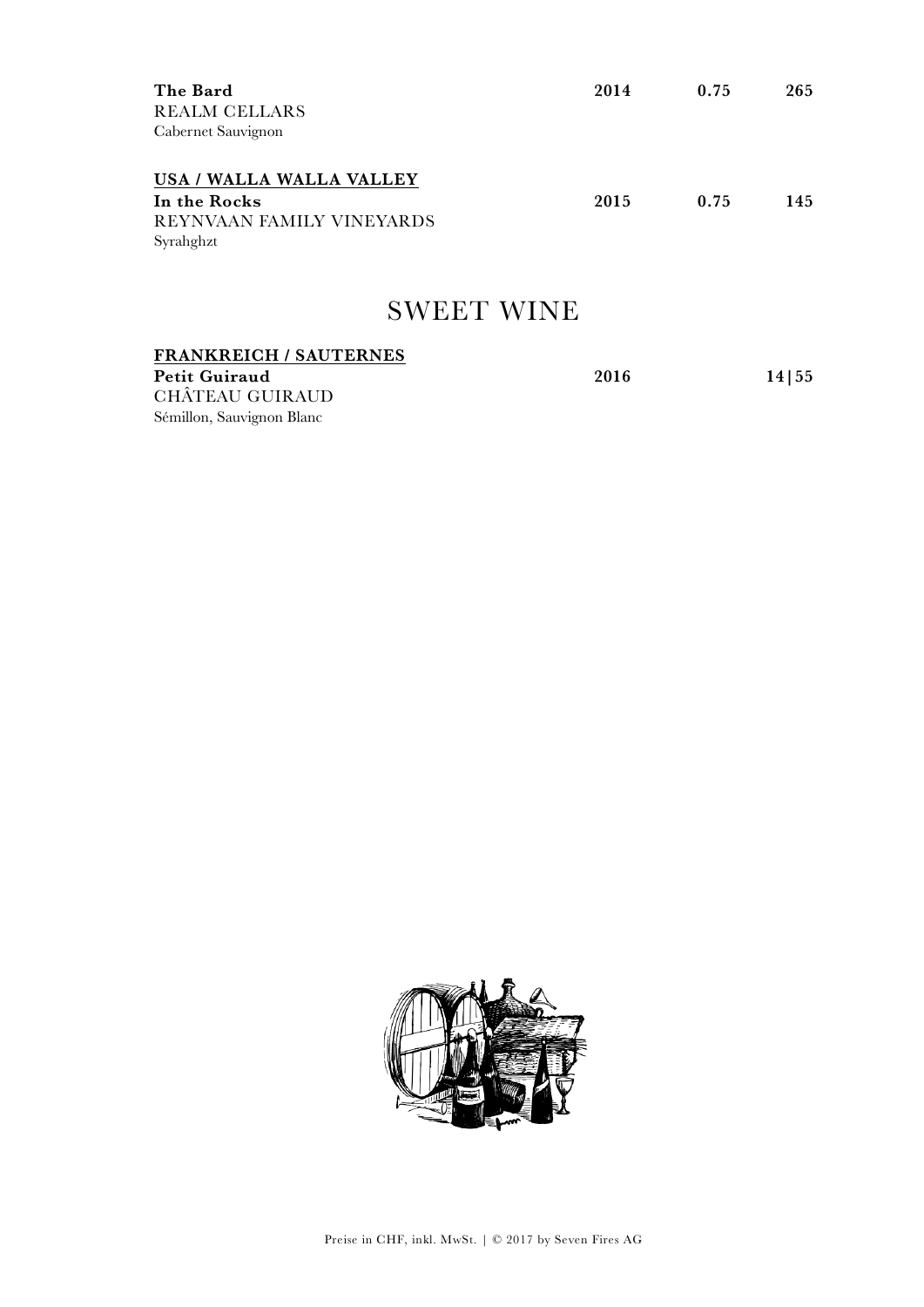**The Bard** 2014 0.75 265
REALM CELLARS
Cabernet Sauvignon

**USA / WALLA WALLA VALLEY**

**In the Rocks** 2015 0.75 145
REYNVAAN FAMILY VINEYARDS
Syrahghzt

# SWEET WINE

**FRANKREICH / SAUTERNES**

**Petit Guiraud** 2016 14|55
CHÂTEAU GUIRAUD
Sémillon, Sauvignon Blanc

Preise in CHF, inkl. MwSt. | © 2017 by Seven Fires AG